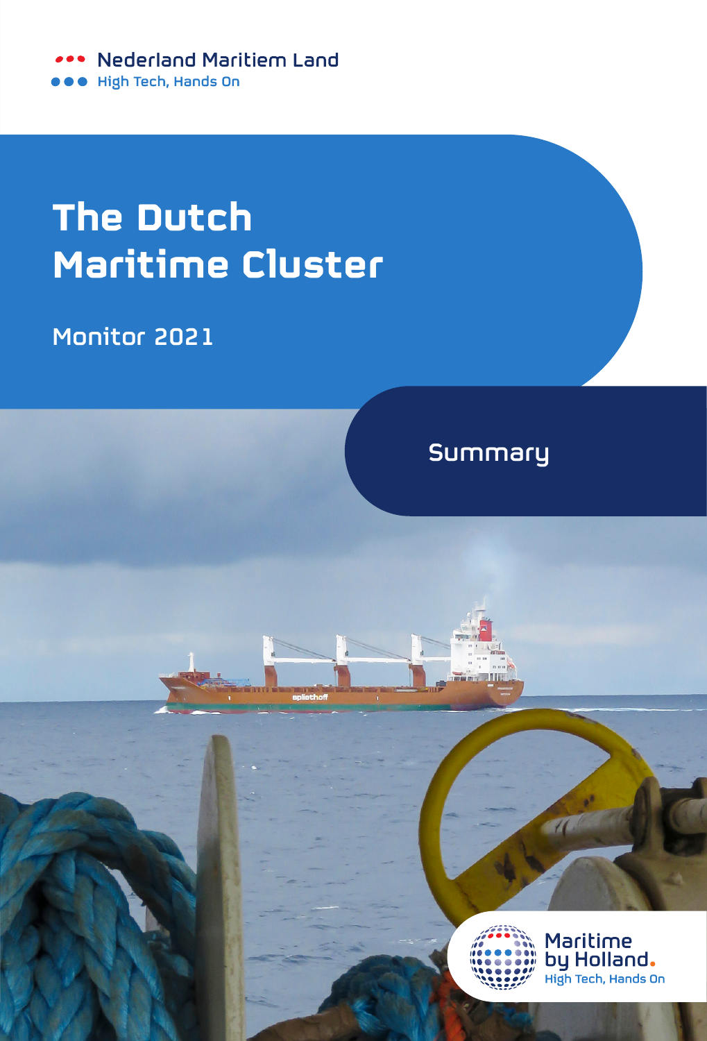Nederland Maritiem Land
High Tech, Hands On

# The Dutch Maritime Cluster

## Monitor 2021

## Summary

Maritime by Holland.
High Tech, Hands On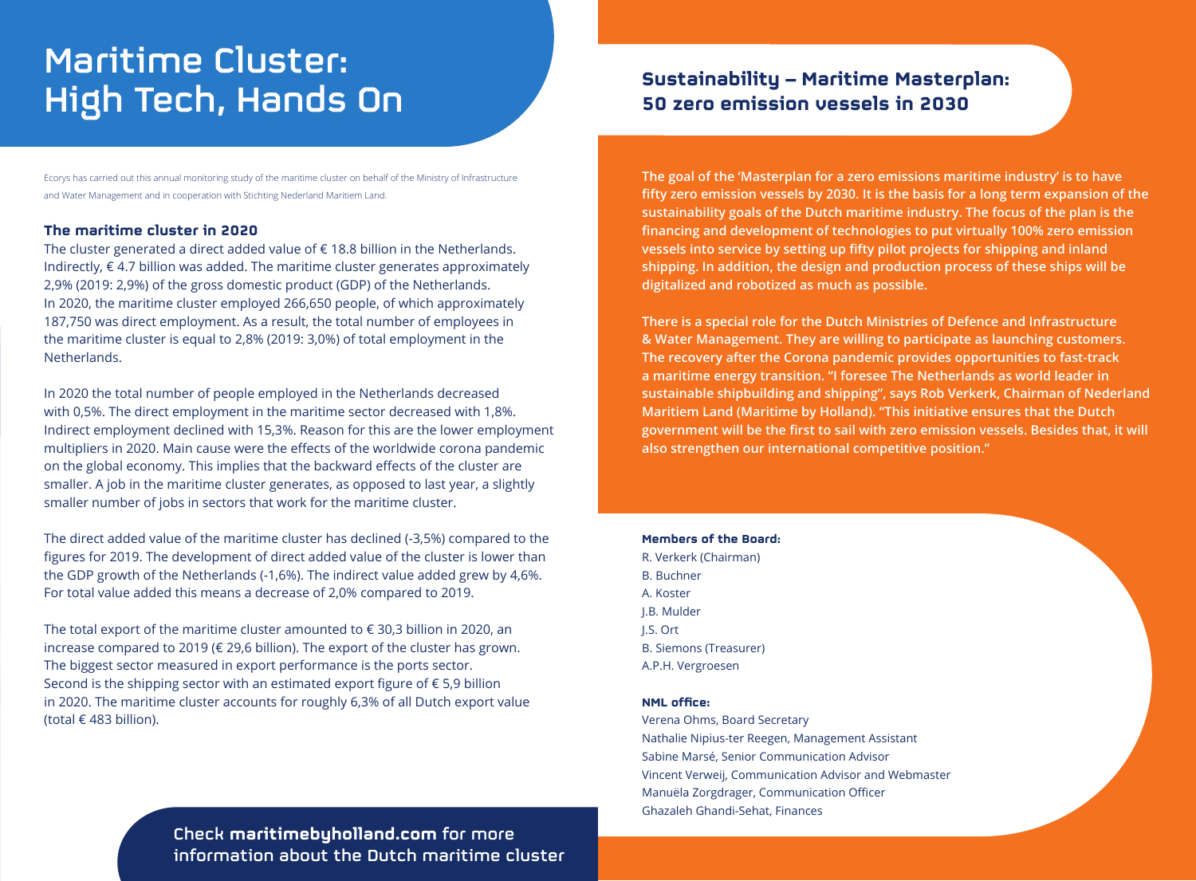# Maritime Cluster: High Tech, Hands On

Ecorys has carried out this annual monitoring study of the maritime cluster on behalf of the Ministry of Infrastructure and Water Management and in cooperation with Stichting Nederland Maritiem Land.

### The maritime cluster in 2020

The cluster generated a direct added value of € 18.8 billion in the Netherlands. Indirectly, € 4.7 billion was added. The maritime cluster generates approximately 2,9% (2019: 2,9%) of the gross domestic product (GDP) of the Netherlands. In 2020, the maritime cluster employed 266,650 people, of which approximately 187,750 was direct employment. As a result, the total number of employees in the maritime cluster is equal to 2,8% (2019: 3,0%) of total employment in the Netherlands.

In 2020 the total number of people employed in the Netherlands decreased with 0,5%. The direct employment in the maritime sector decreased with 1,8%. Indirect employment declined with 15,3%. Reason for this are the lower employment multipliers in 2020. Main cause were the effects of the worldwide corona pandemic on the global economy. This implies that the backward effects of the cluster are smaller. A job in the maritime cluster generates, as opposed to last year, a slightly smaller number of jobs in sectors that work for the maritime cluster.

The direct added value of the maritime cluster has declined (-3,5%) compared to the figures for 2019. The development of direct added value of the cluster is lower than the GDP growth of the Netherlands (-1,6%). The indirect value added grew by 4,6%. For total value added this means a decrease of 2,0% compared to 2019.

The total export of the maritime cluster amounted to € 30,3 billion in 2020, an increase compared to 2019 (€ 29,6 billion). The export of the cluster has grown. The biggest sector measured in export performance is the ports sector. Second is the shipping sector with an estimated export figure of € 5,9 billion in 2020. The maritime cluster accounts for roughly 6,3% of all Dutch export value (total € 483 billion).

Check **maritimebyholland.com** for more information about the Dutch maritime cluster

## Sustainability – Maritime Masterplan: 50 zero emission vessels in 2030

**The goal of the 'Masterplan for a zero emissions maritime industry' is to have fifty zero emission vessels by 2030. It is the basis for a long term expansion of the sustainability goals of the Dutch maritime industry. The focus of the plan is the financing and development of technologies to put virtually 100% zero emission vessels into service by setting up fifty pilot projects for shipping and inland shipping. In addition, the design and production process of these ships will be digitalized and robotized as much as possible.**

**There is a special role for the Dutch Ministries of Defence and Infrastructure & Water Management. They are willing to participate as launching customers. The recovery after the Corona pandemic provides opportunities to fast-track a maritime energy transition. "I foresee The Netherlands as world leader in sustainable shipbuilding and shipping", says Rob Verkerk, Chairman of Nederland Maritiem Land (Maritime by Holland). "This initiative ensures that the Dutch government will be the first to sail with zero emission vessels. Besides that, it will also strengthen our international competitive position."**

#### Members of the Board:

R. Verkerk (Chairman)
B. Buchner
A. Koster
J.B. Mulder
J.S. Ort
B. Siemons (Treasurer)
A.P.H. Vergroesen

#### NML office:

Verena Ohms, Board Secretary
Nathalie Nipius-ter Reegen, Management Assistant
Sabine Marsé, Senior Communication Advisor
Vincent Verweij, Communication Advisor and Webmaster
Manuëla Zorgdrager, Communication Officer
Ghazaleh Ghandi-Sehat, Finances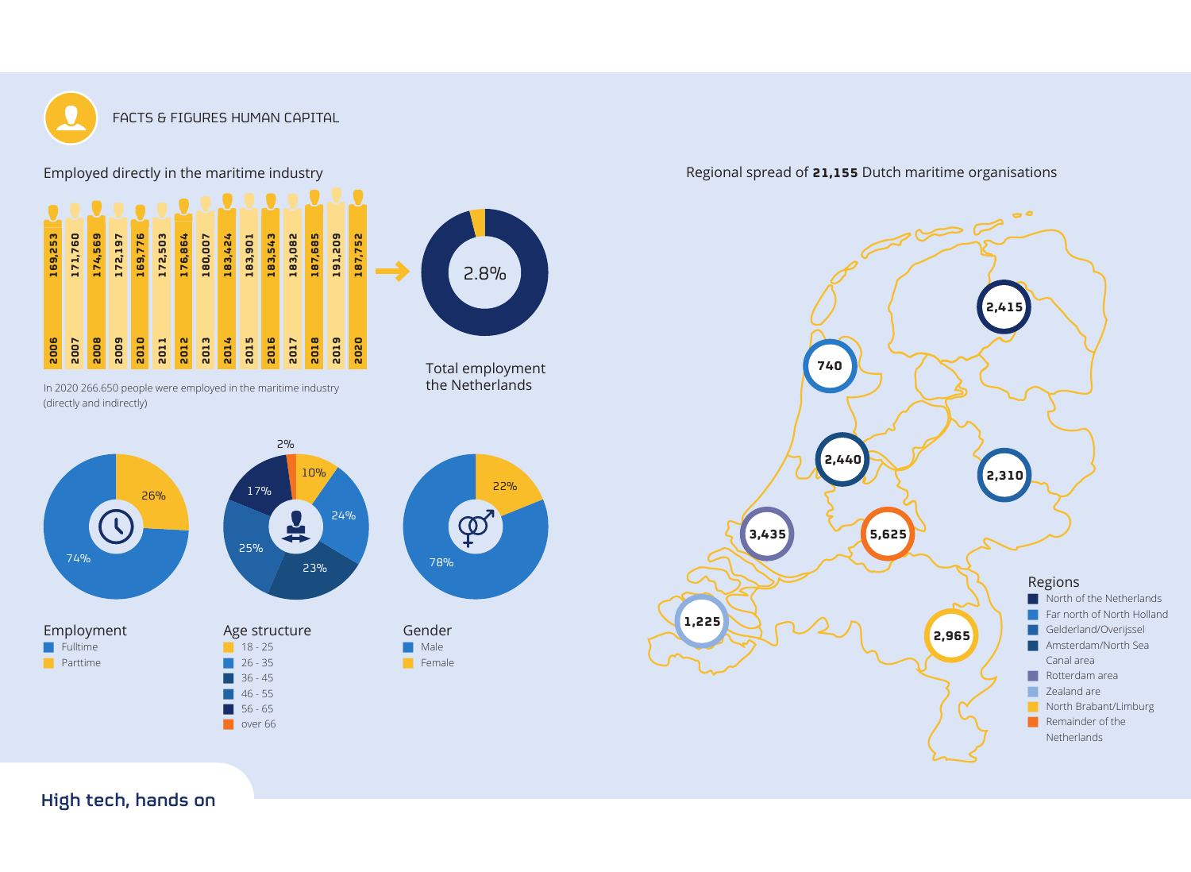# FACTS & FIGURES HUMAN CAPITAL

## Employed directly in the maritime industry

| Year | Employed |
| --- | --- |
| 2006 | 169,253 |
| 2007 | 171,760 |
| 2008 | 174,569 |
| 2009 | 172,197 |
| 2010 | 169,776 |
| 2011 | 172,503 |
| 2012 | 176,864 |
| 2013 | 180,007 |
| 2014 | 183,424 |
| 2015 | 183,901 |
| 2016 | 183,543 |
| 2017 | 183,082 |
| 2018 | 187,685 |
| 2019 | 191,209 |
| 2020 | 187,752 |

In 2020 266.650 people were employed in the maritime industry (directly and indirectly)

2.8%

Total employment the Netherlands

### Employment

- Fulltime: 74%
- Parttime: 26%

### Age structure

- 18 - 25: 10%
- 26 - 35: 24%
- 36 - 45: 23%
- 46 - 55: 25%
- 56 - 65: 17%
- over 66: 2%

### Gender

- Male: 78%
- Female: 22%

## Regional spread of **21,155** Dutch maritime organisations

### Regions

- North of the Netherlands: 2,415
- Far north of North Holland: 740
- Gelderland/Overijssel: 2,310
- Amsterdam/North Sea Canal area: 2,440
- Rotterdam area: 3,435
- Zealand are: 1,225
- North Brabant/Limburg: 2,965
- Remainder of the Netherlands: 5,625

**High tech, hands on**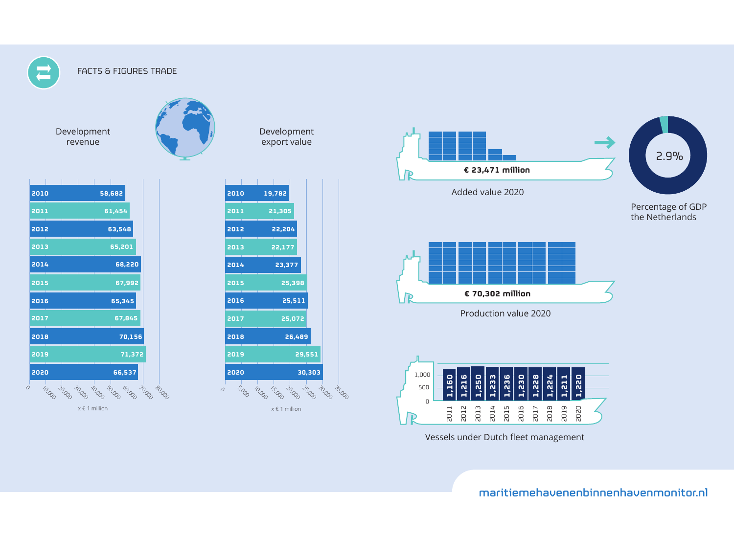# FACTS & FIGURES TRADE

## Development revenue

| Year | x € 1 million |
|---|---|
| 2010 | 58,682 |
| 2011 | 61,454 |
| 2012 | 63,548 |
| 2013 | 65,201 |
| 2014 | 68,220 |
| 2015 | 67,992 |
| 2016 | 65,345 |
| 2017 | 67,845 |
| 2018 | 70,156 |
| 2019 | 71,372 |
| 2020 | 66,537 |

## Development export value

| Year | x € 1 million |
|---|---|
| 2010 | 19,782 |
| 2011 | 21,305 |
| 2012 | 22,204 |
| 2013 | 22,177 |
| 2014 | 23,377 |
| 2015 | 25,398 |
| 2016 | 25,511 |
| 2017 | 25,072 |
| 2018 | 26,489 |
| 2019 | 29,551 |
| 2020 | 30,303 |

**€ 23,471 million**

Added value 2020

**2.9%**

Percentage of GDP the Netherlands

**€ 70,302 million**

Production value 2020

## Vessels under Dutch fleet management

| Year | 2011 | 2012 | 2013 | 2014 | 2015 | 2016 | 2017 | 2018 | 2019 | 2020 |
|---|---|---|---|---|---|---|---|---|---|---|
| Vessels | 1,160 | 1,216 | 1,250 | 1,233 | 1,236 | 1,230 | 1,228 | 1,224 | 1,211 | 1,220 |

maritiemehavenenbinnenhavenmonitor.nl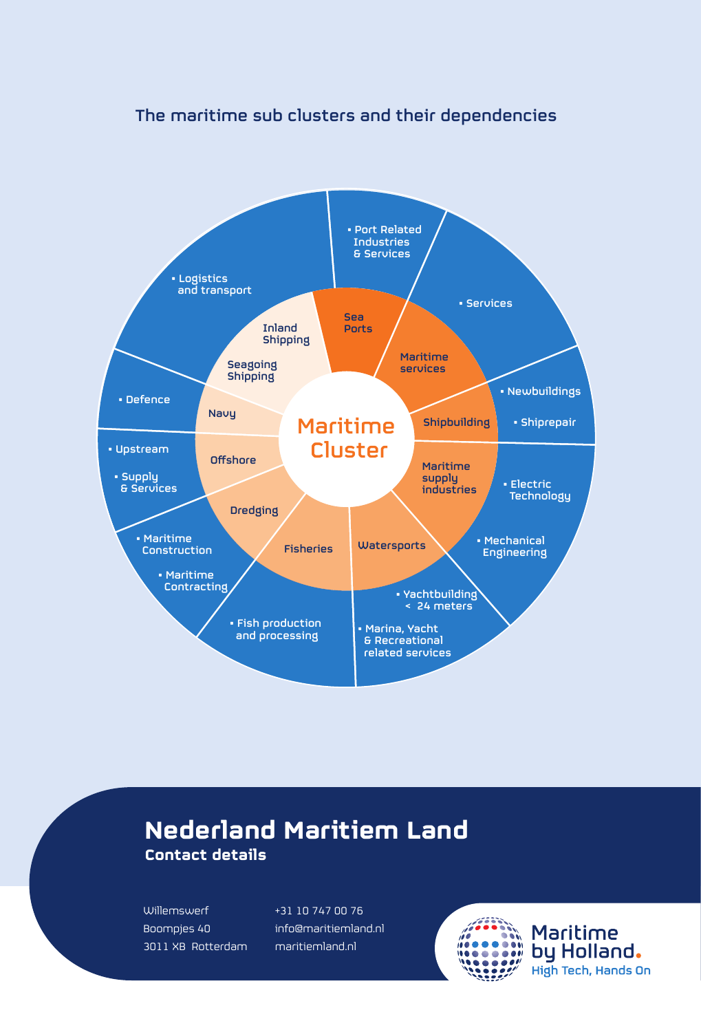## The maritime sub clusters and their dependencies

Maritime Cluster

Sea Ports
- Port Related Industries & Services

Maritime services
- Services

Shipbuilding
- Newbuildings
- Shiprepair

Maritime supply industries
- Electric Technology
- Mechanical Engineering

Watersports
- Yachtbuilding < 24 meters
- Marina, Yacht & Recreational related services

Fisheries
- Fish production and processing

Dredging
- Maritime Construction
- Maritime Contracting

Offshore
- Upstream
- Supply & Services

Navy
- Defence

Seagoing Shipping

Inland Shipping
- Logistics and transport

# Nederland Maritiem Land

**Contact details**

Willemswerf
Boompjes 40
3011 XB Rotterdam

+31 10 747 00 76
info@maritiemland.nl
maritiemland.nl

Maritime by Holland.
High Tech, Hands On